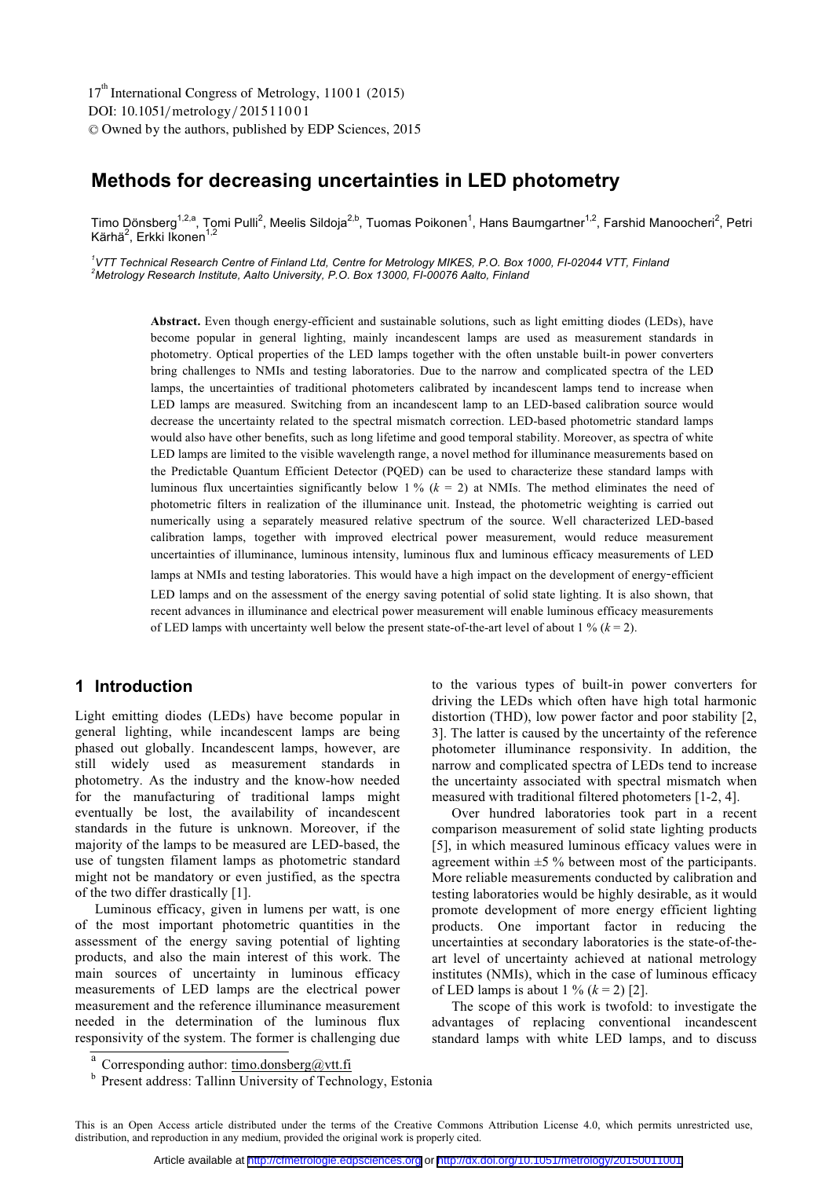# Methods for decreasing uncertainties in LED photometry

Timo Dönsberg[1,2,a], Tomi Pulli[2], Meelis Sildoja[2,b], Tuomas Poikonen[1], Hans Baumgartner[1,2], Farshid Manoocheri[2], Petri Kärhä[2], Erkki Ikonen[1,2]

[1] *VTT Technical Research Centre of Finland Ltd, Centre for Metrology MIKES, P.O. Box 1000, FI-02044 VTT, Finland*
[2] *Metrology Research Institute, Aalto University, P.O. Box 13000, FI-00076 Aalto, Finland*

**Abstract.** Even though energy-efficient and sustainable solutions, such as light emitting diodes (LEDs), have become popular in general lighting, mainly incandescent lamps are used as measurement standards in photometry. Optical properties of the LED lamps together with the often unstable built-in power converters bring challenges to NMIs and testing laboratories. Due to the narrow and complicated spectra of the LED lamps, the uncertainties of traditional photometers calibrated by incandescent lamps tend to increase when LED lamps are measured. Switching from an incandescent lamp to an LED-based calibration source would decrease the uncertainty related to the spectral mismatch correction. LED-based photometric standard lamps would also have other benefits, such as long lifetime and good temporal stability. Moreover, as spectra of white LED lamps are limited to the visible wavelength range, a novel method for illuminance measurements based on the Predictable Quantum Efficient Detector (PQED) can be used to characterize these standard lamps with luminous flux uncertainties significantly below 1 % ($k$ = 2) at NMIs. The method eliminates the need of photometric filters in realization of the illuminance unit. Instead, the photometric weighting is carried out numerically using a separately measured relative spectrum of the source. Well characterized LED-based calibration lamps, together with improved electrical power measurement, would reduce measurement uncertainties of illuminance, luminous intensity, luminous flux and luminous efficacy measurements of LED lamps at NMIs and testing laboratories. This would have a high impact on the development of energy-efficient LED lamps and on the assessment of the energy saving potential of solid state lighting. It is also shown, that recent advances in illuminance and electrical power measurement will enable luminous efficacy measurements of LED lamps with uncertainty well below the present state-of-the-art level of about 1 % ($k$ = 2).

## 1 Introduction

Light emitting diodes (LEDs) have become popular in general lighting, while incandescent lamps are being phased out globally. Incandescent lamps, however, are still widely used as measurement standards in photometry. As the industry and the know-how needed for the manufacturing of traditional lamps might eventually be lost, the availability of incandescent standards in the future is unknown. Moreover, if the majority of the lamps to be measured are LED-based, the use of tungsten filament lamps as photometric standard might not be mandatory or even justified, as the spectra of the two differ drastically [1].

Luminous efficacy, given in lumens per watt, is one of the most important photometric quantities in the assessment of the energy saving potential of lighting products, and also the main interest of this work. The main sources of uncertainty in luminous efficacy measurements of LED lamps are the electrical power measurement and the reference illuminance measurement needed in the determination of the luminous flux responsivity of the system. The former is challenging due to the various types of built-in power converters for driving the LEDs which often have high total harmonic distortion (THD), low power factor and poor stability [2, 3]. The latter is caused by the uncertainty of the reference photometer illuminance responsivity. In addition, the narrow and complicated spectra of LEDs tend to increase the uncertainty associated with spectral mismatch when measured with traditional filtered photometers [1-2, 4].

Over hundred laboratories took part in a recent comparison measurement of solid state lighting products [5], in which measured luminous efficacy values were in agreement within ±5 % between most of the participants. More reliable measurements conducted by calibration and testing laboratories would be highly desirable, as it would promote development of more energy efficient lighting products. One important factor in reducing the uncertainties at secondary laboratories is the state-of-the-art level of uncertainty achieved at national metrology institutes (NMIs), which in the case of luminous efficacy of LED lamps is about 1 % ($k$ = 2) [2].

The scope of this work is twofold: to investigate the advantages of replacing conventional incandescent standard lamps with white LED lamps, and to discuss

[a] Corresponding author: timo.donsberg@vtt.fi
[b] Present address: Tallinn University of Technology, Estonia

This is an Open Access article distributed under the terms of the Creative Commons Attribution License 4.0, which permits unrestricted use, distribution, and reproduction in any medium, provided the original work is properly cited.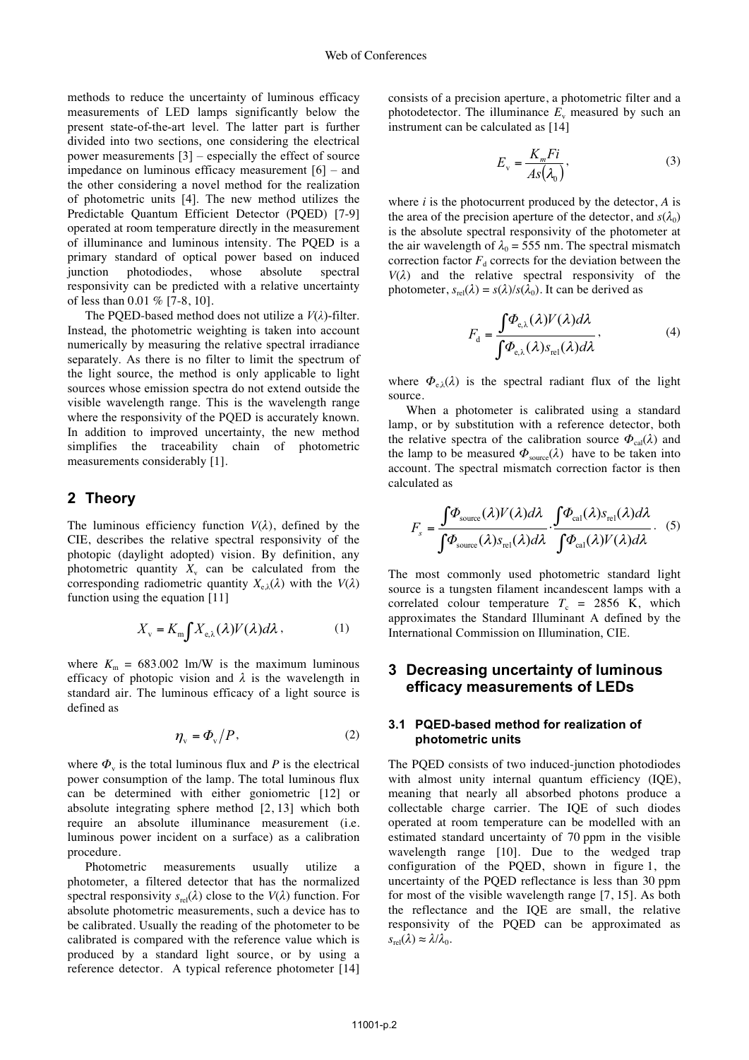methods to reduce the uncertainty of luminous efficacy measurements of LED lamps significantly below the present state-of-the-art level. The latter part is further divided into two sections, one considering the electrical power measurements [3] – especially the effect of source impedance on luminous efficacy measurement [6] – and the other considering a novel method for the realization of photometric units [4]. The new method utilizes the Predictable Quantum Efficient Detector (PQED) [7-9] operated at room temperature directly in the measurement of illuminance and luminous intensity. The PQED is a primary standard of optical power based on induced junction photodiodes, whose absolute spectral responsivity can be predicted with a relative uncertainty of less than 0.01 % [7-8, 10].

The PQED-based method does not utilize a $V(\lambda)$-filter. Instead, the photometric weighting is taken into account numerically by measuring the relative spectral irradiance separately. As there is no filter to limit the spectrum of the light source, the method is only applicable to light sources whose emission spectra do not extend outside the visible wavelength range. This is the wavelength range where the responsivity of the PQED is accurately known. In addition to improved uncertainty, the new method simplifies the traceability chain of photometric measurements considerably [1].

## 2 Theory

The luminous efficiency function $V(\lambda)$, defined by the CIE, describes the relative spectral responsivity of the photopic (daylight adopted) vision. By definition, any photometric quantity $X_v$ can be calculated from the corresponding radiometric quantity $X_{e,\lambda}(\lambda)$ with the $V(\lambda)$ function using the equation [11]

$$X_v = K_m \int X_{e,\lambda}(\lambda) V(\lambda) d\lambda, \qquad (1)$$

where $K_m$ = 683.002 lm/W is the maximum luminous efficacy of photopic vision and $\lambda$ is the wavelength in standard air. The luminous efficacy of a light source is defined as

$$\eta_v = \Phi_v / P, \qquad (2)$$

where $\Phi_v$ is the total luminous flux and $P$ is the electrical power consumption of the lamp. The total luminous flux can be determined with either goniometric [12] or absolute integrating sphere method [2, 13] which both require an absolute illuminance measurement (i.e. luminous power incident on a surface) as a calibration procedure.

Photometric measurements usually utilize a photometer, a filtered detector that has the normalized spectral responsivity $s_{rel}(\lambda)$ close to the $V(\lambda)$ function. For absolute photometric measurements, such a device has to be calibrated. Usually the reading of the photometer to be calibrated is compared with the reference value which is produced by a standard light source, or by using a reference detector. A typical reference photometer [14] consists of a precision aperture, a photometric filter and a photodetector. The illuminance $E_v$ measured by such an instrument can be calculated as [14]

$$E_v = \frac{K_m F i}{A s(\lambda_0)}, \qquad (3)$$

where $i$ is the photocurrent produced by the detector, $A$ is the area of the precision aperture of the detector, and $s(\lambda_0)$ is the absolute spectral responsivity of the photometer at the air wavelength of $\lambda_0$ = 555 nm. The spectral mismatch correction factor $F_d$ corrects for the deviation between the $V(\lambda)$ and the relative spectral responsivity of the photometer, $s_{rel}(\lambda) = s(\lambda)/s(\lambda_0)$. It can be derived as

$$F_d = \frac{\int \Phi_{e,\lambda}(\lambda) V(\lambda) d\lambda}{\int \Phi_{e,\lambda}(\lambda) s_{rel}(\lambda) d\lambda}, \qquad (4)$$

where $\Phi_{e,\lambda}(\lambda)$ is the spectral radiant flux of the light source.

When a photometer is calibrated using a standard lamp, or by substitution with a reference detector, both the relative spectra of the calibration source $\Phi_{cal}(\lambda)$ and the lamp to be measured $\Phi_{source}(\lambda)$ have to be taken into account. The spectral mismatch correction factor is then calculated as

$$F_s = \frac{\int \Phi_{source}(\lambda) V(\lambda) d\lambda}{\int \Phi_{source}(\lambda) s_{rel}(\lambda) d\lambda} \cdot \frac{\int \Phi_{cal}(\lambda) s_{rel}(\lambda) d\lambda}{\int \Phi_{cal}(\lambda) V(\lambda) d\lambda}. \qquad (5)$$

The most commonly used photometric standard light source is a tungsten filament incandescent lamps with a correlated colour temperature $T_c$ = 2856 K, which approximates the Standard Illuminant A defined by the International Commission on Illumination, CIE.

## 3 Decreasing uncertainty of luminous efficacy measurements of LEDs

### 3.1 PQED-based method for realization of photometric units

The PQED consists of two induced-junction photodiodes with almost unity internal quantum efficiency (IQE), meaning that nearly all absorbed photons produce a collectable charge carrier. The IQE of such diodes operated at room temperature can be modelled with an estimated standard uncertainty of 70 ppm in the visible wavelength range [10]. Due to the wedged trap configuration of the PQED, shown in figure 1, the uncertainty of the PQED reflectance is less than 30 ppm for most of the visible wavelength range [7, 15]. As both the reflectance and the IQE are small, the relative responsivity of the PQED can be approximated as $s_{rel}(\lambda) \approx \lambda/\lambda_0$.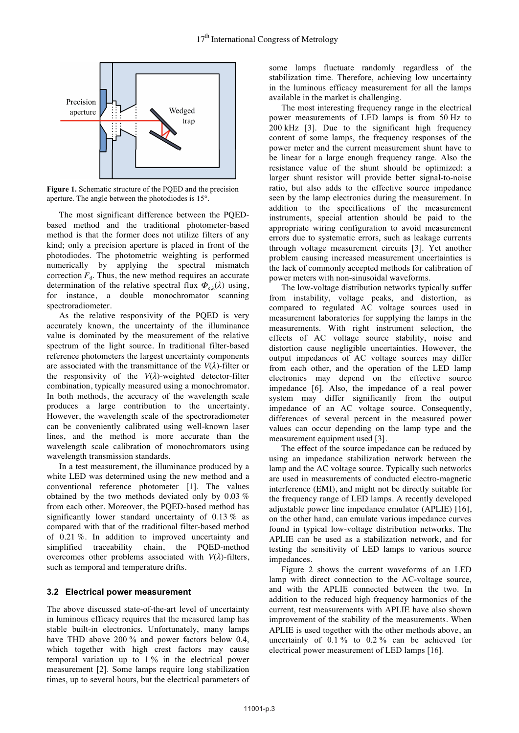**Figure 1.** Schematic structure of the PQED and the precision aperture. The angle between the photodiodes is 15°.

The most significant difference between the PQED-based method and the traditional photometer-based method is that the former does not utilize filters of any kind; only a precision aperture is placed in front of the photodiodes. The photometric weighting is performed numerically by applying the spectral mismatch correction $F_d$. Thus, the new method requires an accurate determination of the relative spectral flux $\Phi_{e,\lambda}(\lambda)$ using, for instance, a double monochromator scanning spectroradiometer.

As the relative responsivity of the PQED is very accurately known, the uncertainty of the illuminance value is dominated by the measurement of the relative spectrum of the light source. In traditional filter-based reference photometers the largest uncertainty components are associated with the transmittance of the $V(\lambda)$-filter or the responsivity of the $V(\lambda)$-weighted detector-filter combination, typically measured using a monochromator. In both methods, the accuracy of the wavelength scale produces a large contribution to the uncertainty. However, the wavelength scale of the spectroradiometer can be conveniently calibrated using well-known laser lines, and the method is more accurate than the wavelength scale calibration of monochromators using wavelength transmission standards.

In a test measurement, the illuminance produced by a white LED was determined using the new method and a conventional reference photometer [1]. The values obtained by the two methods deviated only by 0.03 % from each other. Moreover, the PQED-based method has significantly lower standard uncertainty of 0.13 % as compared with that of the traditional filter-based method of 0.21 %. In addition to improved uncertainty and simplified traceability chain, the PQED-method overcomes other problems associated with $V(\lambda)$-filters, such as temporal and temperature drifts.

### 3.2 Electrical power measurement

The above discussed state-of-the-art level of uncertainty in luminous efficacy measurement requires that the measured lamp has stable built-in electronics. Unfortunately, many lamps have THD above 200 % and power factors below 0.4, which together with high crest factors may cause temporal variation up to 1 % in the electrical power measurement [2]. Some lamps require long stabilization times, up to several hours, but the electrical parameters of some lamps fluctuate randomly regardless of the stabilization time. Therefore, achieving low uncertainty in the luminous efficacy measurement for all the lamps available in the market is challenging.

The most interesting frequency range in the electrical power measurements of LED lamps is from 50 Hz to 200 kHz [3]. Due to the significant high frequency content of some lamps, the frequency responses of the power meter and the current measurement shunt have to be linear for a large enough frequency range. Also the resistance value of the shunt should be optimized: a larger shunt resistor will provide better signal-to-noise ratio, but also adds to the effective source impedance seen by the lamp electronics during the measurement. In addition to the specifications of the measurement instruments, special attention should be paid to the appropriate wiring configuration to avoid measurement errors due to systematic errors, such as leakage currents through voltage measurement circuits [3]. Yet another problem causing increased measurement uncertainties is the lack of commonly accepted methods for calibration of power meters with non-sinusoidal waveforms.

The low-voltage distribution networks typically suffer from instability, voltage peaks, and distortion, as compared to regulated AC voltage sources used in measurement laboratories for supplying the lamps in the measurements. With right instrument selection, the effects of AC voltage source stability, noise and distortion cause negligible uncertainties. However, the output impedances of AC voltage sources may differ from each other, and the operation of the LED lamp electronics may depend on the effective source impedance [6]. Also, the impedance of a real power system may differ significantly from the output impedance of an AC voltage source. Consequently, differences of several percent in the measured power values can occur depending on the lamp type and the measurement equipment used [3].

The effect of the source impedance can be reduced by using an impedance stabilization network between the lamp and the AC voltage source. Typically such networks are used in measurements of conducted electro-magnetic interference (EMI), and might not be directly suitable for the frequency range of LED lamps. A recently developed adjustable power line impedance emulator (APLIE) [16], on the other hand, can emulate various impedance curves found in typical low-voltage distribution networks. The APLIE can be used as a stabilization network, and for testing the sensitivity of LED lamps to various source impedances.

Figure 2 shows the current waveforms of an LED lamp with direct connection to the AC-voltage source, and with the APLIE connected between the two. In addition to the reduced high frequency harmonics of the current, test measurements with APLIE have also shown improvement of the stability of the measurements. When APLIE is used together with the other methods above, an uncertainly of 0.1 % to 0.2 % can be achieved for electrical power measurement of LED lamps [16].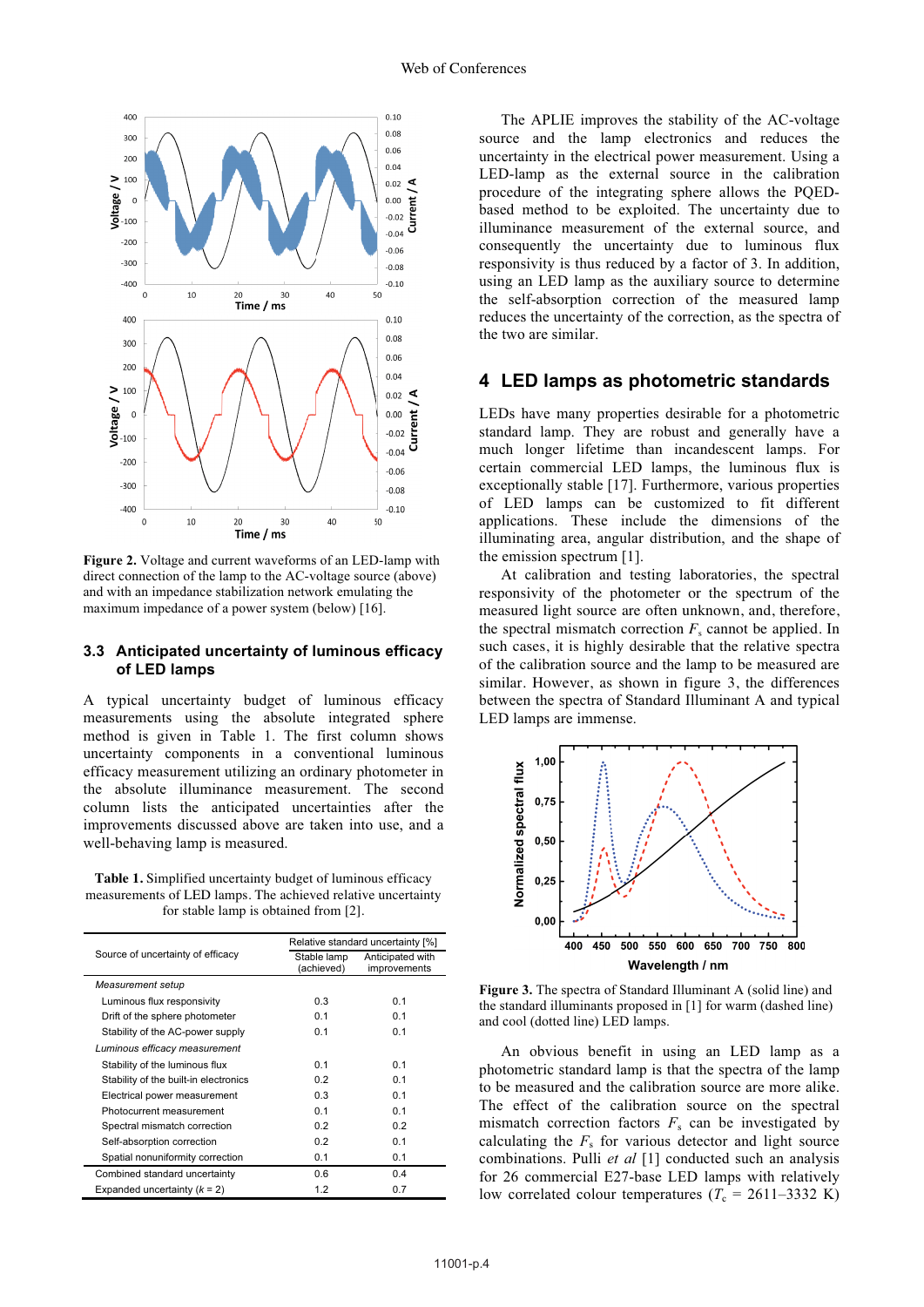**Figure 2.** Voltage and current waveforms of an LED-lamp with direct connection of the lamp to the AC-voltage source (above) and with an impedance stabilization network emulating the maximum impedance of a power system (below) [16].

### 3.3 Anticipated uncertainty of luminous efficacy of LED lamps

A typical uncertainty budget of luminous efficacy measurements using the absolute integrated sphere method is given in Table 1. The first column shows uncertainty components in a conventional luminous efficacy measurement utilizing an ordinary photometer in the absolute illuminance measurement. The second column lists the anticipated uncertainties after the improvements discussed above are taken into use, and a well-behaving lamp is measured.

**Table 1.** Simplified uncertainty budget of luminous efficacy measurements of LED lamps. The achieved relative uncertainty for stable lamp is obtained from [2].

| Source of uncertainty of efficacy | Relative standard uncertainty [%] | |
|---|---|---|
| | Stable lamp (achieved) | Anticipated with improvements |
| *Measurement setup* | | |
| Luminous flux responsivity | 0.3 | 0.1 |
| Drift of the sphere photometer | 0.1 | 0.1 |
| Stability of the AC-power supply | 0.1 | 0.1 |
| *Luminous efficacy measurement* | | |
| Stability of the luminous flux | 0.1 | 0.1 |
| Stability of the built-in electronics | 0.2 | 0.1 |
| Electrical power measurement | 0.3 | 0.1 |
| Photocurrent measurement | 0.1 | 0.1 |
| Spectral mismatch correction | 0.2 | 0.2 |
| Self-absorption correction | 0.2 | 0.1 |
| Spatial nonuniformity correction | 0.1 | 0.1 |
| Combined standard uncertainty | 0.6 | 0.4 |
| Expanded uncertainty ($k$ = 2) | 1.2 | 0.7 |

The APLIE improves the stability of the AC-voltage source and the lamp electronics and reduces the uncertainty in the electrical power measurement. Using a LED-lamp as the external source in the calibration procedure of the integrating sphere allows the PQED-based method to be exploited. The uncertainty due to illuminance measurement of the external source, and consequently the uncertainty due to luminous flux responsivity is thus reduced by a factor of 3. In addition, using an LED lamp as the auxiliary source to determine the self-absorption correction of the measured lamp reduces the uncertainty of the correction, as the spectra of the two are similar.

## 4 LED lamps as photometric standards

LEDs have many properties desirable for a photometric standard lamp. They are robust and generally have a much longer lifetime than incandescent lamps. For certain commercial LED lamps, the luminous flux is exceptionally stable [17]. Furthermore, various properties of LED lamps can be customized to fit different applications. These include the dimensions of the illuminating area, angular distribution, and the shape of the emission spectrum [1].

At calibration and testing laboratories, the spectral responsivity of the photometer or the spectrum of the measured light source are often unknown, and, therefore, the spectral mismatch correction $F_s$ cannot be applied. In such cases, it is highly desirable that the relative spectra of the calibration source and the lamp to be measured are similar. However, as shown in figure 3, the differences between the spectra of Standard Illuminant A and typical LED lamps are immense.

**Figure 3.** The spectra of Standard Illuminant A (solid line) and the standard illuminants proposed in [1] for warm (dashed line) and cool (dotted line) LED lamps.

An obvious benefit in using an LED lamp as a photometric standard lamp is that the spectra of the lamp to be measured and the calibration source are more alike. The effect of the calibration source on the spectral mismatch correction factors $F_s$ can be investigated by calculating the $F_s$ for various detector and light source combinations. Pulli *et al* [1] conducted such an analysis for 26 commercial E27-base LED lamps with relatively low correlated colour temperatures ($T_c$ = 2611–3332 K)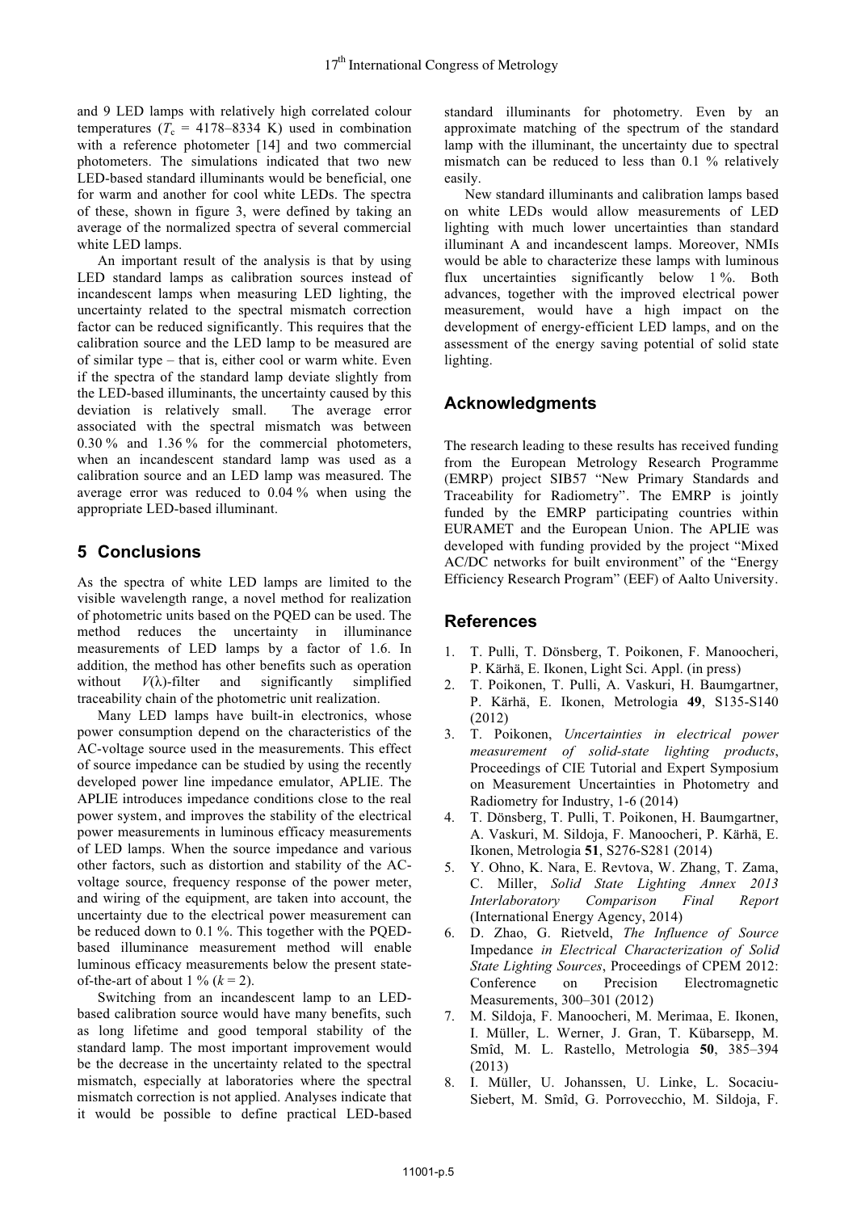and 9 LED lamps with relatively high correlated colour temperatures ($T_c$ = 4178–8334 K) used in combination with a reference photometer [14] and two commercial photometers. The simulations indicated that two new LED-based standard illuminants would be beneficial, one for warm and another for cool white LEDs. The spectra of these, shown in figure 3, were defined by taking an average of the normalized spectra of several commercial white LED lamps.

An important result of the analysis is that by using LED standard lamps as calibration sources instead of incandescent lamps when measuring LED lighting, the uncertainty related to the spectral mismatch correction factor can be reduced significantly. This requires that the calibration source and the LED lamp to be measured are of similar type – that is, either cool or warm white. Even if the spectra of the standard lamp deviate slightly from the LED-based illuminants, the uncertainty caused by this deviation is relatively small. The average error associated with the spectral mismatch was between 0.30 % and 1.36 % for the commercial photometers, when an incandescent standard lamp was used as a calibration source and an LED lamp was measured. The average error was reduced to 0.04 % when using the appropriate LED-based illuminant.

## 5 Conclusions

As the spectra of white LED lamps are limited to the visible wavelength range, a novel method for realization of photometric units based on the PQED can be used. The method reduces the uncertainty in illuminance measurements of LED lamps by a factor of 1.6. In addition, the method has other benefits such as operation without $V(\lambda)$-filter and significantly simplified traceability chain of the photometric unit realization.

Many LED lamps have built-in electronics, whose power consumption depend on the characteristics of the AC-voltage source used in the measurements. This effect of source impedance can be studied by using the recently developed power line impedance emulator, APLIE. The APLIE introduces impedance conditions close to the real power system, and improves the stability of the electrical power measurements in luminous efficacy measurements of LED lamps. When the source impedance and various other factors, such as distortion and stability of the AC-voltage source, frequency response of the power meter, and wiring of the equipment, are taken into account, the uncertainty due to the electrical power measurement can be reduced down to 0.1 %. This together with the PQED-based illuminance measurement method will enable luminous efficacy measurements below the present state-of-the-art of about 1 % ($k$ = 2).

Switching from an incandescent lamp to an LED-based calibration source would have many benefits, such as long lifetime and good temporal stability of the standard lamp. The most important improvement would be the decrease in the uncertainty related to the spectral mismatch, especially at laboratories where the spectral mismatch correction is not applied. Analyses indicate that it would be possible to define practical LED-based standard illuminants for photometry. Even by an approximate matching of the spectrum of the standard lamp with the illuminant, the uncertainty due to spectral mismatch can be reduced to less than 0.1 % relatively easily.

New standard illuminants and calibration lamps based on white LEDs would allow measurements of LED lighting with much lower uncertainties than standard illuminant A and incandescent lamps. Moreover, NMIs would be able to characterize these lamps with luminous flux uncertainties significantly below 1 %. Both advances, together with the improved electrical power measurement, would have a high impact on the development of energy-efficient LED lamps, and on the assessment of the energy saving potential of solid state lighting.

## Acknowledgments

The research leading to these results has received funding from the European Metrology Research Programme (EMRP) project SIB57 "New Primary Standards and Traceability for Radiometry". The EMRP is jointly funded by the EMRP participating countries within EURAMET and the European Union. The APLIE was developed with funding provided by the project "Mixed AC/DC networks for built environment" of the "Energy Efficiency Research Program" (EEF) of Aalto University.

## References

1. T. Pulli, T. Dönsberg, T. Poikonen, F. Manoocheri, P. Kärhä, E. Ikonen, Light Sci. Appl. (in press)
2. T. Poikonen, T. Pulli, A. Vaskuri, H. Baumgartner, P. Kärhä, E. Ikonen, Metrologia **49**, S135-S140 (2012)
3. T. Poikonen, *Uncertainties in electrical power measurement of solid-state lighting products*, Proceedings of CIE Tutorial and Expert Symposium on Measurement Uncertainties in Photometry and Radiometry for Industry, 1-6 (2014)
4. T. Dönsberg, T. Pulli, T. Poikonen, H. Baumgartner, A. Vaskuri, M. Sildoja, F. Manoocheri, P. Kärhä, E. Ikonen, Metrologia **51**, S276-S281 (2014)
5. Y. Ohno, K. Nara, E. Revtova, W. Zhang, T. Zama, C. Miller, *Solid State Lighting Annex 2013 Interlaboratory Comparison Final Report* (International Energy Agency, 2014)
6. D. Zhao, G. Rietveld, *The Influence of Source* Impedance *in Electrical Characterization of Solid State Lighting Sources*, Proceedings of CPEM 2012: Conference on Precision Electromagnetic Measurements, 300–301 (2012)
7. M. Sildoja, F. Manoocheri, M. Merimaa, E. Ikonen, I. Müller, L. Werner, J. Gran, T. Kübarsepp, M. Smîd, M. L. Rastello, Metrologia **50**, 385–394 (2013)
8. I. Müller, U. Johanssen, U. Linke, L. Socaciu-Siebert, M. Smîd, G. Porrovecchio, M. Sildoja, F.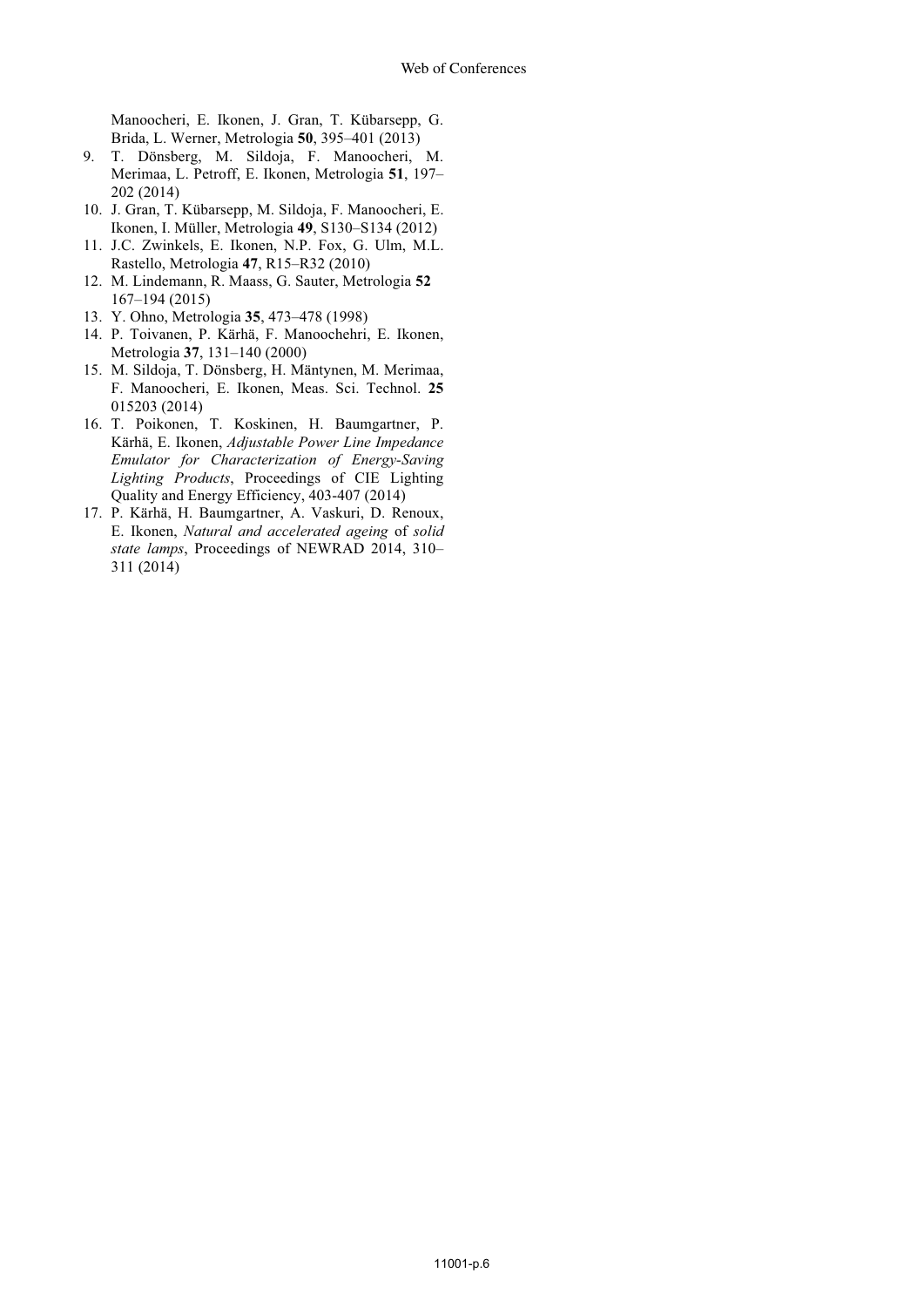Manoocheri, E. Ikonen, J. Gran, T. Kübarsepp, G. Brida, L. Werner, Metrologia **50**, 395–401 (2013)

9. T. Dönsberg, M. Sildoja, F. Manoocheri, M. Merimaa, L. Petroff, E. Ikonen, Metrologia **51**, 197–202 (2014)
10. J. Gran, T. Kübarsepp, M. Sildoja, F. Manoocheri, E. Ikonen, I. Müller, Metrologia **49**, S130–S134 (2012)
11. J.C. Zwinkels, E. Ikonen, N.P. Fox, G. Ulm, M.L. Rastello, Metrologia **47**, R15–R32 (2010)
12. M. Lindemann, R. Maass, G. Sauter, Metrologia **52** 167–194 (2015)
13. Y. Ohno, Metrologia **35**, 473–478 (1998)
14. P. Toivanen, P. Kärhä, F. Manoochehri, E. Ikonen, Metrologia **37**, 131–140 (2000)
15. M. Sildoja, T. Dönsberg, H. Mäntynen, M. Merimaa, F. Manoocheri, E. Ikonen, Meas. Sci. Technol. **25** 015203 (2014)
16. T. Poikonen, T. Koskinen, H. Baumgartner, P. Kärhä, E. Ikonen, *Adjustable Power Line Impedance Emulator for Characterization of Energy-Saving Lighting Products*, Proceedings of CIE Lighting Quality and Energy Efficiency, 403-407 (2014)
17. P. Kärhä, H. Baumgartner, A. Vaskuri, D. Renoux, E. Ikonen, *Natural and accelerated ageing* of *solid state lamps*, Proceedings of NEWRAD 2014, 310–311 (2014)